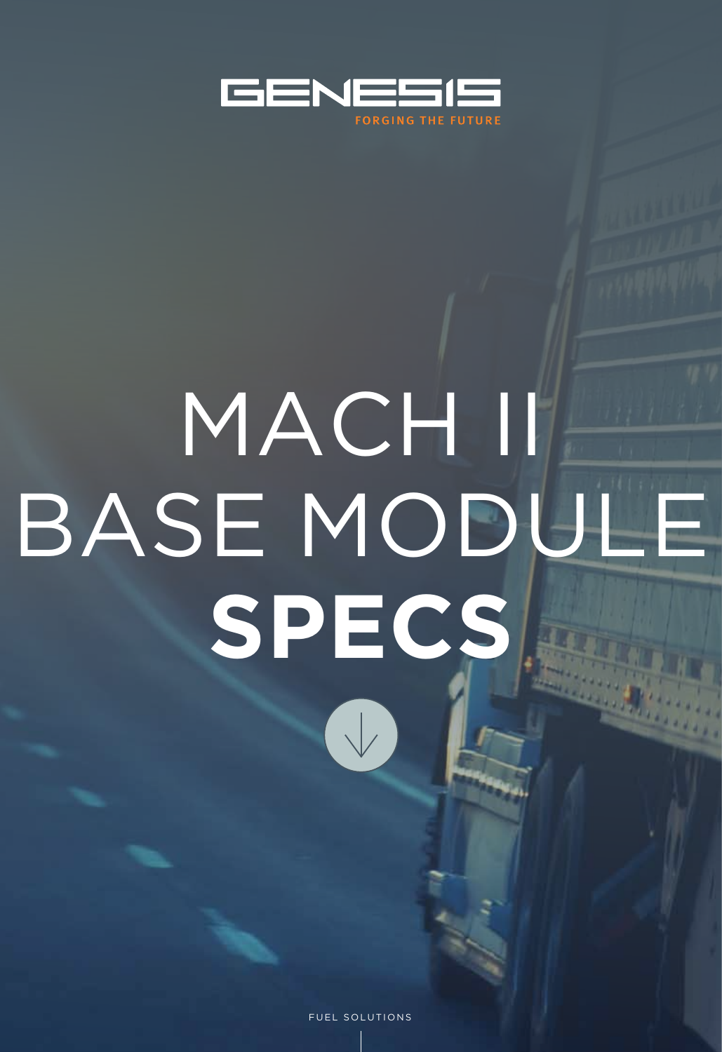GENESIS

FORGING THE FUTURE

# MACH II BASE MODULE **SPECS**

FUEL SOLUTIONS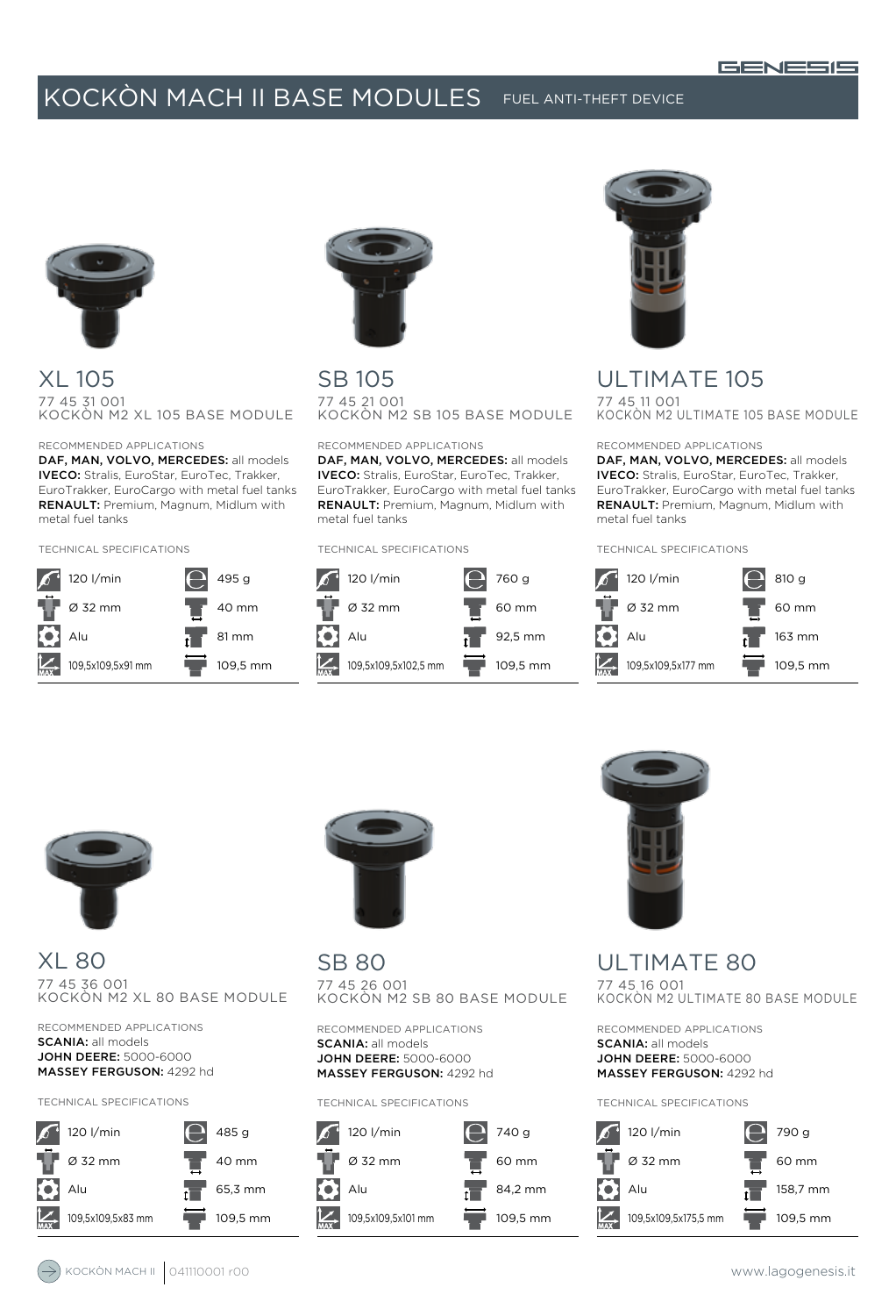# KOCKÒN MACH II BASE MODULES

FUEL ANTI-THEFT DEVICE

## XL 105

77 45 31 001
KOCKÒN M2 XL 105 BASE MODULE

RECOMMENDED APPLICATIONS

**DAF, MAN, VOLVO, MERCEDES:** all models
**IVECO:** Stralis, EuroStar, EuroTec, Trakker, EuroTrakker, EuroCargo with metal fuel tanks
**RENAULT:** Premium, Magnum, Midlum with metal fuel tanks

TECHNICAL SPECIFICATIONS

| | |
|---|---|
| 120 l/min | 495 g |
| Ø 32 mm | 40 mm |
| Alu | 81 mm |
| 109,5x109,5x91 mm | 109,5 mm |

## SB 105

77 45 21 001
KOCKÒN M2 SB 105 BASE MODULE

RECOMMENDED APPLICATIONS

**DAF, MAN, VOLVO, MERCEDES:** all models
**IVECO:** Stralis, EuroStar, EuroTec, Trakker, EuroTrakker, EuroCargo with metal fuel tanks
**RENAULT:** Premium, Magnum, Midlum with metal fuel tanks

TECHNICAL SPECIFICATIONS

| | |
|---|---|
| 120 l/min | 760 g |
| Ø 32 mm | 60 mm |
| Alu | 92,5 mm |
| 109,5x109,5x102,5 mm | 109,5 mm |

## ULTIMATE 105

77 45 11 001
KOCKÒN M2 ULTIMATE 105 BASE MODULE

RECOMMENDED APPLICATIONS

**DAF, MAN, VOLVO, MERCEDES:** all models
**IVECO:** Stralis, EuroStar, EuroTec, Trakker, EuroTrakker, EuroCargo with metal fuel tanks
**RENAULT:** Premium, Magnum, Midlum with metal fuel tanks

TECHNICAL SPECIFICATIONS

| | |
|---|---|
| 120 l/min | 810 g |
| Ø 32 mm | 60 mm |
| Alu | 163 mm |
| 109,5x109,5x177 mm | 109,5 mm |

## XL 80

77 45 36 001
KOCKÒN M2 XL 80 BASE MODULE

RECOMMENDED APPLICATIONS

**SCANIA:** all models
**JOHN DEERE:** 5000-6000
**MASSEY FERGUSON:** 4292 hd

TECHNICAL SPECIFICATIONS

| | |
|---|---|
| 120 l/min | 485 g |
| Ø 32 mm | 40 mm |
| Alu | 65,3 mm |
| 109,5x109,5x83 mm | 109,5 mm |

## SB 80

77 45 26 001
KOCKÒN M2 SB 80 BASE MODULE

RECOMMENDED APPLICATIONS

**SCANIA:** all models
**JOHN DEERE:** 5000-6000
**MASSEY FERGUSON:** 4292 hd

TECHNICAL SPECIFICATIONS

| | |
|---|---|
| 120 l/min | 740 g |
| Ø 32 mm | 60 mm |
| Alu | 84,2 mm |
| 109,5x109,5x101 mm | 109,5 mm |

## ULTIMATE 80

77 45 16 001
KOCKÒN M2 ULTIMATE 80 BASE MODULE

RECOMMENDED APPLICATIONS

**SCANIA:** all models
**JOHN DEERE:** 5000-6000
**MASSEY FERGUSON:** 4292 hd

TECHNICAL SPECIFICATIONS

| | |
|---|---|
| 120 l/min | 790 g |
| Ø 32 mm | 60 mm |
| Alu | 158,7 mm |
| 109,5x109,5x175,5 mm | 109,5 mm |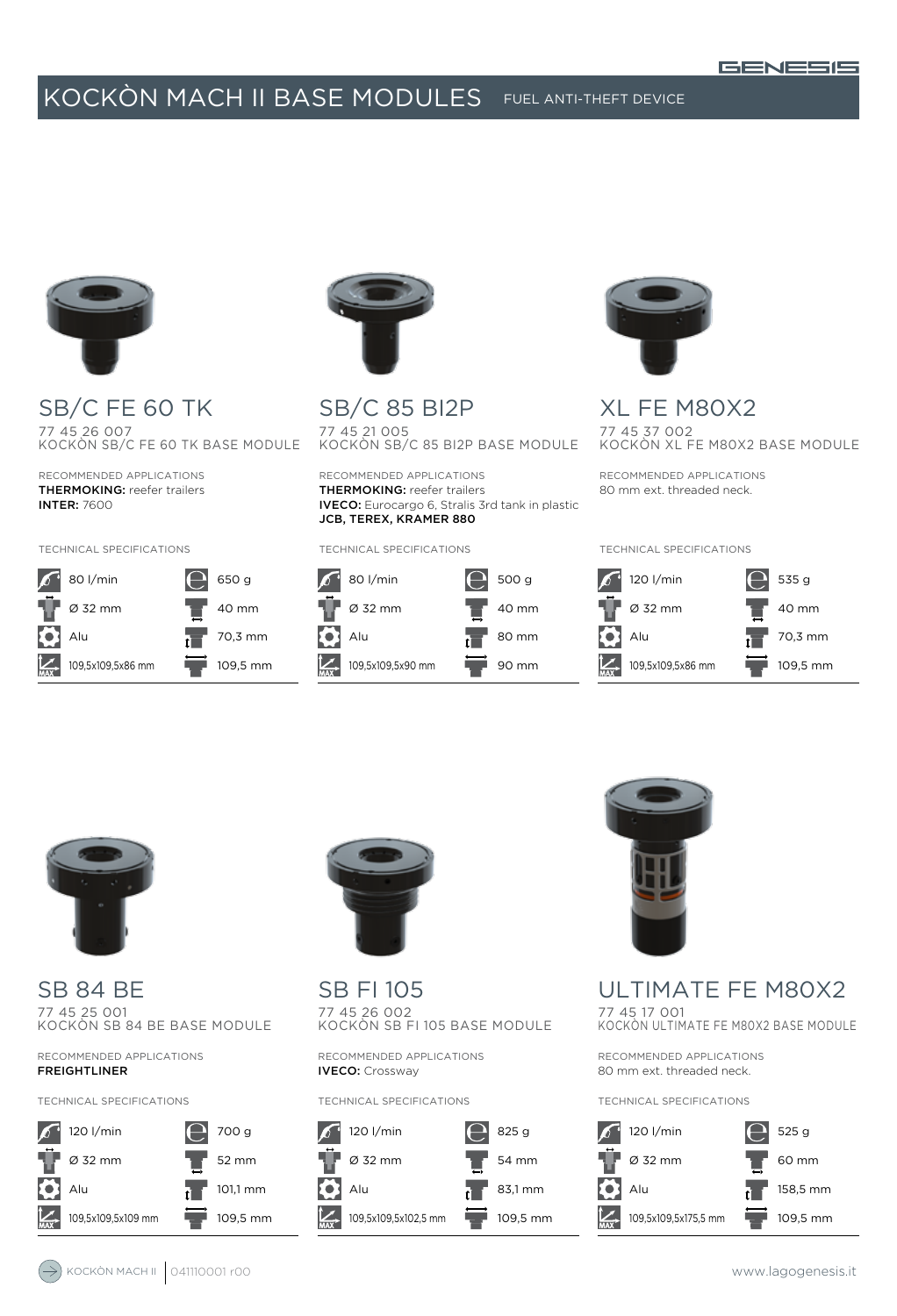# KOCKÒN MACH II BASE MODULES

FUEL ANTI-THEFT DEVICE

## SB/C FE 60 TK

77 45 26 007
KOCKÒN SB/C FE 60 TK BASE MODULE

RECOMMENDED APPLICATIONS
**THERMOKING:** reefer trailers
**INTER:** 7600

TECHNICAL SPECIFICATIONS

| | |
|---|---|
| 80 l/min | 650 g |
| Ø 32 mm | 40 mm |
| Alu | 70,3 mm |
| 109,5x109,5x86 mm | 109,5 mm |

## SB/C 85 BI2P

77 45 21 005
KOCKÒN SB/C 85 BI2P BASE MODULE

RECOMMENDED APPLICATIONS
**THERMOKING:** reefer trailers
**IVECO:** Eurocargo 6, Stralis 3rd tank in plastic
**JCB, TEREX, KRAMER 880**

TECHNICAL SPECIFICATIONS

| | |
|---|---|
| 80 l/min | 500 g |
| Ø 32 mm | 40 mm |
| Alu | 80 mm |
| 109,5x109,5x90 mm | 90 mm |

## XL FE M80X2

77 45 37 002
KOCKÒN XL FE M80X2 BASE MODULE

RECOMMENDED APPLICATIONS
80 mm ext. threaded neck.

TECHNICAL SPECIFICATIONS

| | |
|---|---|
| 120 l/min | 535 g |
| Ø 32 mm | 40 mm |
| Alu | 70,3 mm |
| 109,5x109,5x86 mm | 109,5 mm |

## SB 84 BE

77 45 25 001
KOCKÒN SB 84 BE BASE MODULE

RECOMMENDED APPLICATIONS
**FREIGHTLINER**

TECHNICAL SPECIFICATIONS

| | |
|---|---|
| 120 l/min | 700 g |
| Ø 32 mm | 52 mm |
| Alu | 101,1 mm |
| 109,5x109,5x109 mm | 109,5 mm |

## SB FI 105

77 45 26 002
KOCKÒN SB FI 105 BASE MODULE

RECOMMENDED APPLICATIONS
**IVECO:** Crossway

TECHNICAL SPECIFICATIONS

| | |
|---|---|
| 120 l/min | 825 g |
| Ø 32 mm | 54 mm |
| Alu | 83,1 mm |
| 109,5x109,5x102,5 mm | 109,5 mm |

## ULTIMATE FE M80X2

77 45 17 001
KOCKÒN ULTIMATE FE M80X2 BASE MODULE

RECOMMENDED APPLICATIONS
80 mm ext. threaded neck.

TECHNICAL SPECIFICATIONS

| | |
|---|---|
| 120 l/min | 525 g |
| Ø 32 mm | 60 mm |
| Alu | 158,5 mm |
| 109,5x109,5x175,5 mm | 109,5 mm |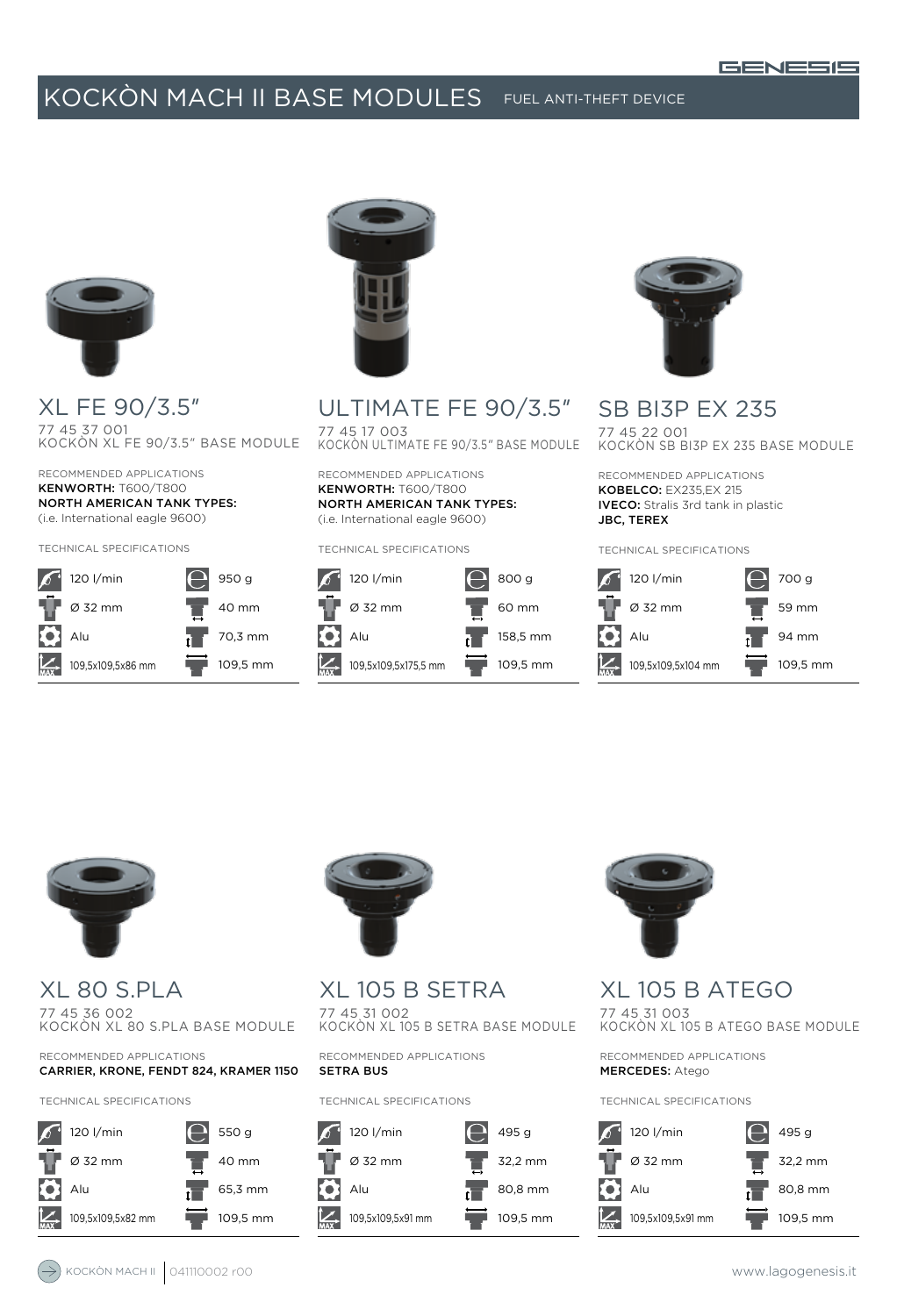# KOCKÒN MACH II BASE MODULES FUEL ANTI-THEFT DEVICE

## XL FE 90/3.5"

77 45 37 001
KOCKÒN XL FE 90/3.5" BASE MODULE

RECOMMENDED APPLICATIONS
**KENWORTH:** T600/T800
**NORTH AMERICAN TANK TYPES:**
(i.e. International eagle 9600)

TECHNICAL SPECIFICATIONS

| | |
|---|---|
| 120 l/min | 950 g |
| Ø 32 mm | 40 mm |
| Alu | 70,3 mm |
| 109,5x109,5x86 mm | 109,5 mm |

## ULTIMATE FE 90/3.5"

77 45 17 003
KOCKÒN ULTIMATE FE 90/3.5" BASE MODULE

RECOMMENDED APPLICATIONS
**KENWORTH:** T600/T800
**NORTH AMERICAN TANK TYPES:**
(i.e. International eagle 9600)

TECHNICAL SPECIFICATIONS

| | |
|---|---|
| 120 l/min | 800 g |
| Ø 32 mm | 60 mm |
| Alu | 158,5 mm |
| 109,5x109,5x175,5 mm | 109,5 mm |

## SB BI3P EX 235

77 45 22 001
KOCKÒN SB BI3P EX 235 BASE MODULE

RECOMMENDED APPLICATIONS
**KOBELCO:** EX235,EX 215
**IVECO:** Stralis 3rd tank in plastic
**JBC, TEREX**

TECHNICAL SPECIFICATIONS

| | |
|---|---|
| 120 l/min | 700 g |
| Ø 32 mm | 59 mm |
| Alu | 94 mm |
| 109,5x109,5x104 mm | 109,5 mm |

## XL 80 S.PLA

77 45 36 002
KOCKÒN XL 80 S.PLA BASE MODULE

RECOMMENDED APPLICATIONS
**CARRIER, KRONE, FENDT 824, KRAMER 1150**

TECHNICAL SPECIFICATIONS

| | |
|---|---|
| 120 l/min | 550 g |
| Ø 32 mm | 40 mm |
| Alu | 65,3 mm |
| 109,5x109,5x82 mm | 109,5 mm |

## XL 105 B SETRA

77 45 31 002
KOCKÒN XL 105 B SETRA BASE MODULE

RECOMMENDED APPLICATIONS
**SETRA BUS**

TECHNICAL SPECIFICATIONS

| | |
|---|---|
| 120 l/min | 495 g |
| Ø 32 mm | 32,2 mm |
| Alu | 80,8 mm |
| 109,5x109,5x91 mm | 109,5 mm |

## XL 105 B ATEGO

77 45 31 003
KOCKÒN XL 105 B ATEGO BASE MODULE

RECOMMENDED APPLICATIONS
**MERCEDES:** Atego

TECHNICAL SPECIFICATIONS

| | |
|---|---|
| 120 l/min | 495 g |
| Ø 32 mm | 32,2 mm |
| Alu | 80,8 mm |
| 109,5x109,5x91 mm | 109,5 mm |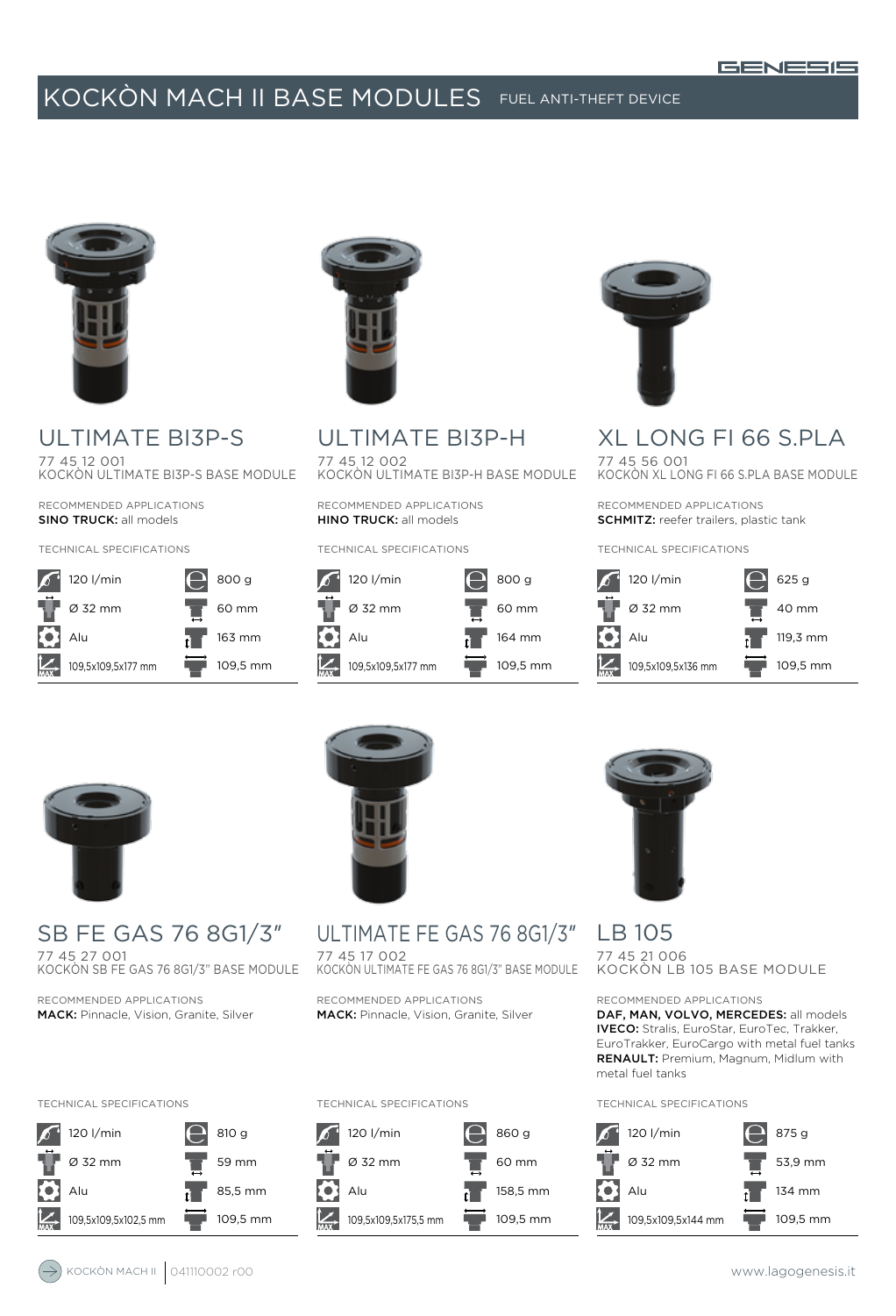# KOCKÒN MACH II BASE MODULES FUEL ANTI-THEFT DEVICE

## ULTIMATE BI3P-S

77 45 12 001
KOCKÒN ULTIMATE BI3P-S BASE MODULE

RECOMMENDED APPLICATIONS
**SINO TRUCK:** all models

TECHNICAL SPECIFICATIONS

| | |
|---|---|
| 120 l/min | 800 g |
| Ø 32 mm | 60 mm |
| Alu | 163 mm |
| 109,5x109,5x177 mm | 109,5 mm |

## ULTIMATE BI3P-H

77 45 12 002
KOCKÒN ULTIMATE BI3P-H BASE MODULE

RECOMMENDED APPLICATIONS
**HINO TRUCK:** all models

TECHNICAL SPECIFICATIONS

| | |
|---|---|
| 120 l/min | 800 g |
| Ø 32 mm | 60 mm |
| Alu | 164 mm |
| 109,5x109,5x177 mm | 109,5 mm |

## XL LONG FI 66 S.PLA

77 45 56 001
KOCKÒN XL LONG FI 66 S.PLA BASE MODULE

RECOMMENDED APPLICATIONS
**SCHMITZ:** reefer trailers, plastic tank

TECHNICAL SPECIFICATIONS

| | |
|---|---|
| 120 l/min | 625 g |
| Ø 32 mm | 40 mm |
| Alu | 119,3 mm |
| 109,5x109,5x136 mm | 109,5 mm |

## SB FE GAS 76 8G1/3"

77 45 27 001
KOCKÒN SB FE GAS 76 8G1/3" BASE MODULE

RECOMMENDED APPLICATIONS
**MACK:** Pinnacle, Vision, Granite, Silver

TECHNICAL SPECIFICATIONS

| | |
|---|---|
| 120 l/min | 810 g |
| Ø 32 mm | 59 mm |
| Alu | 85,5 mm |
| 109,5x109,5x102,5 mm | 109,5 mm |

## ULTIMATE FE GAS 76 8G1/3"

77 45 17 002
KOCKÒN ULTIMATE FE GAS 76 8G1/3" BASE MODULE

RECOMMENDED APPLICATIONS
**MACK:** Pinnacle, Vision, Granite, Silver

TECHNICAL SPECIFICATIONS

| | |
|---|---|
| 120 l/min | 860 g |
| Ø 32 mm | 60 mm |
| Alu | 158,5 mm |
| 109,5x109,5x175,5 mm | 109,5 mm |

## LB 105

77 45 21 006
KOCKÒN LB 105 BASE MODULE

RECOMMENDED APPLICATIONS
**DAF, MAN, VOLVO, MERCEDES:** all models
**IVECO:** Stralis, EuroStar, EuroTec, Trakker, EuroTrakker, EuroCargo with metal fuel tanks
**RENAULT:** Premium, Magnum, Midlum with metal fuel tanks

TECHNICAL SPECIFICATIONS

| | |
|---|---|
| 120 l/min | 875 g |
| Ø 32 mm | 53,9 mm |
| Alu | 134 mm |
| 109,5x109,5x144 mm | 109,5 mm |